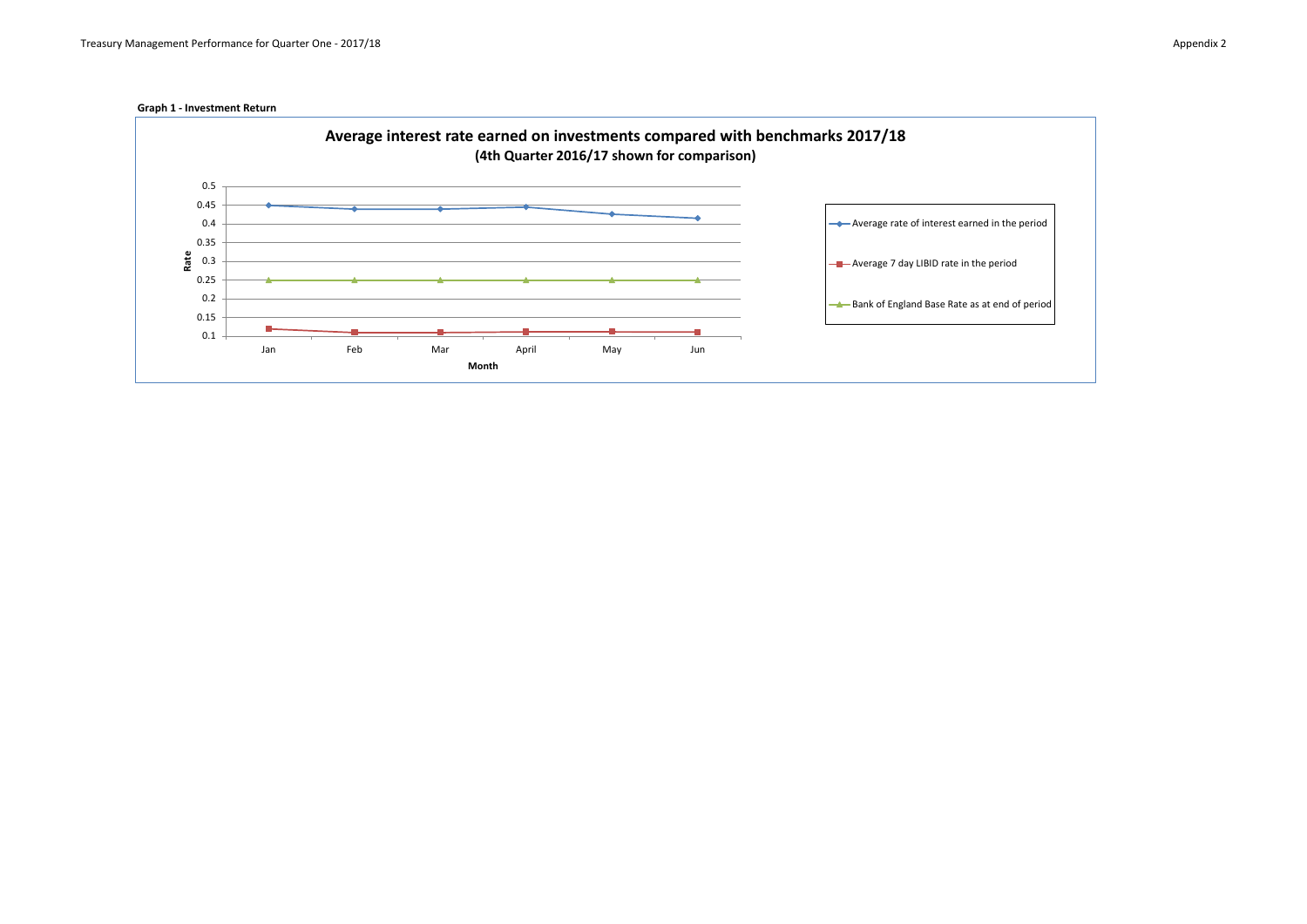**Graph 1 - Investment Return**

**Average interest rate earned on investments compared with benchmarks 2017/18**
**(4th Quarter 2016/17 shown for comparison)**

| Month | Average rate of interest earned in the period | Average 7 day LIBID rate in the period | Bank of England Base Rate as at end of period |
|---|---|---|---|
| Jan | 0.45 | 0.12 | 0.25 |
| Feb | 0.44 | 0.11 | 0.25 |
| Mar | 0.44 | 0.11 | 0.25 |
| April | 0.445 | 0.112 | 0.25 |
| May | 0.426 | 0.112 | 0.25 |
| Jun | 0.415 | 0.111 | 0.25 |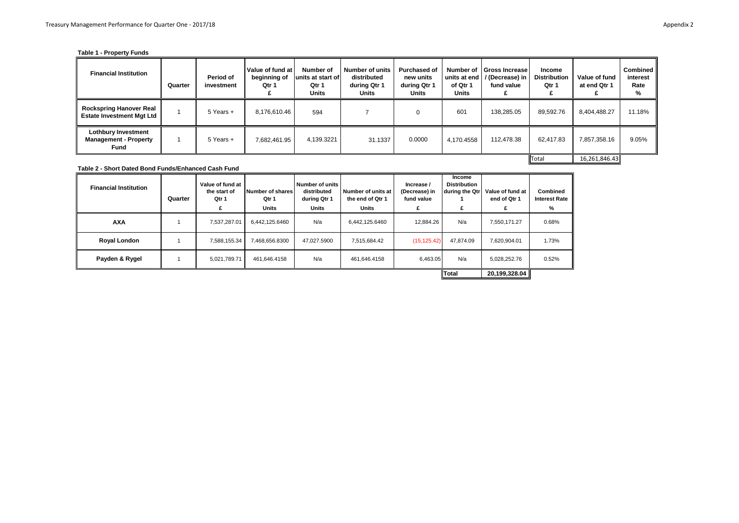**Table 1 - Property Funds**

| Financial Institution | Quarter | Period of investment | Value of fund at beginning of Qtr 1 £ | Number of units at start of Qtr 1 Units | Number of units distributed during Qtr 1 Units | Purchased of new units during Qtr 1 Units | Number of units at end of Qtr 1 Units | Gross Increase / (Decrease) in fund value £ | Income Distribution Qtr 1 £ | Value of fund at end Qtr 1 £ | Combined interest Rate % |
|---|---|---|---|---|---|---|---|---|---|---|---|
| **Rockspring Hanover Real Estate Investment Mgt Ltd** | 1 | 5 Years + | 8,176,610.46 | 594 | 7 | 0 | 601 | 138,285.05 | 89,592.76 | 8,404,488.27 | 11.18% |
| **Lothbury Investment Management - Property Fund** | 1 | 5 Years + | 7,682,461.95 | 4,139.3221 | 31.1337 | 0.0000 | 4,170.4558 | 112,478.38 | 62,417.83 | 7,857,358.16 | 9.05% |
| | | | | | | | | | Total | 16,261,846.43 | |

**Table 2 - Short Dated Bond Funds/Enhanced Cash Fund**

| Financial Institution | Quarter | Value of fund at the start of Qtr 1 £ | Number of shares Qtr 1 Units | Number of units distributed during Qtr 1 Units | Number of units at the end of Qtr 1 Units | Increase / (Decrease) in fund value £ | Income Distribution during the Qtr 1 £ | Value of fund at end of Qtr 1 £ | Combined Interest Rate % |
|---|---|---|---|---|---|---|---|---|---|
| **AXA** | 1 | 7,537,287.01 | 6,442,125.6460 | N/a | 6,442,125.6460 | 12,884.26 | N/a | 7,550,171.27 | 0.68% |
| **Royal London** | 1 | 7,588,155.34 | 7,468,656.8300 | 47,027.5900 | 7,515,684.42 | (15,125.42) | 47,874.09 | 7,620,904.01 | 1.73% |
| **Payden & Rygel** | 1 | 5,021,789.71 | 461,646.4158 | N/a | 461,646.4158 | 6,463.05 | N/a | 5,028,252.76 | 0.52% |
| | | | | | | | **Total** | **20,199,328.04** | |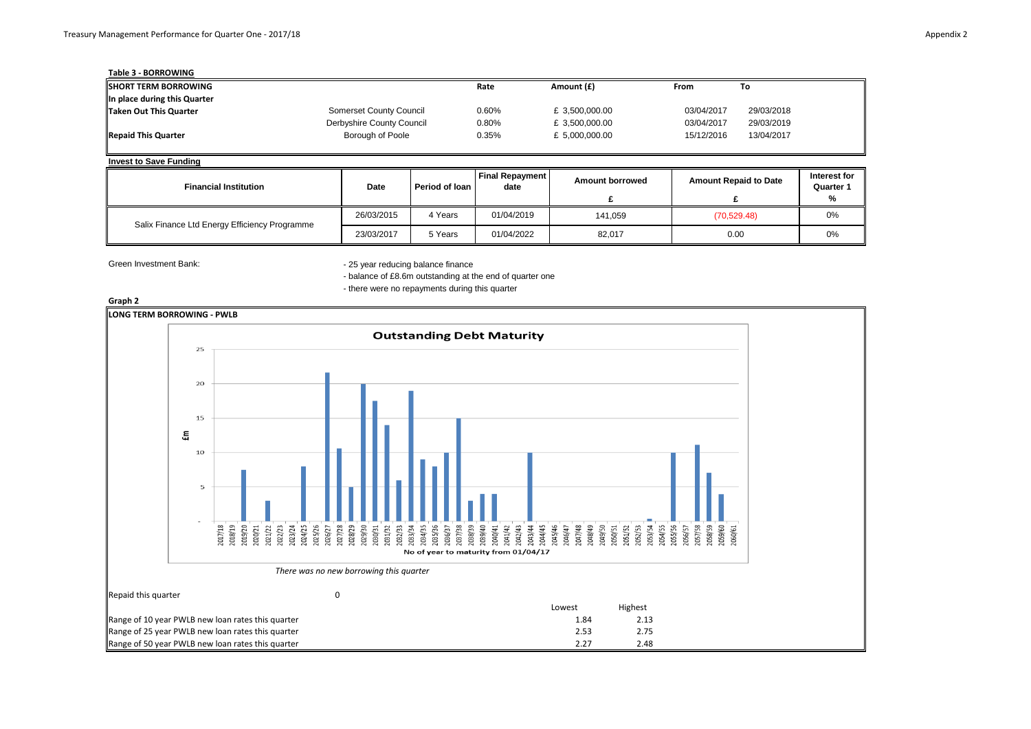## Table 3 - BORROWING

| SHORT TERM BORROWING | | Rate | Amount (£) | From | To |
|---|---|---|---|---|---|
| In place during this Quarter | | | | | |
| Taken Out This Quarter | Somerset County Council | 0.60% | £ 3,500,000.00 | 03/04/2017 | 29/03/2018 |
| | Derbyshire County Council | 0.80% | £ 3,500,000.00 | 03/04/2017 | 29/03/2019 |
| Repaid This Quarter | Borough of Poole | 0.35% | £ 5,000,000.00 | 15/12/2016 | 13/04/2017 |

**Invest to Save Funding**

| Financial Institution | Date | Period of loan | Final Repayment date | Amount borrowed £ | Amount Repaid to Date £ | Interest for Quarter 1 % |
|---|---|---|---|---|---|---|
| Salix Finance Ltd Energy Efficiency Programme | 26/03/2015 | 4 Years | 01/04/2019 | 141,059 | (70,529.48) | 0% |
| | 23/03/2017 | 5 Years | 01/04/2022 | 82,017 | 0.00 | 0% |

Green Investment Bank:

- 25 year reducing balance finance
- balance of £8.6m outstanding at the end of quarter one
- there were no repayments during this quarter

**Graph 2**

**LONG TERM BORROWING - PWLB**

**Outstanding Debt Maturity**

*There was no new borrowing this quarter*

Repaid this quarter 0

| | Lowest | Highest |
|---|---|---|
| Range of 10 year PWLB new loan rates this quarter | 1.84 | 2.13 |
| Range of 25 year PWLB new loan rates this quarter | 2.53 | 2.75 |
| Range of 50 year PWLB new loan rates this quarter | 2.27 | 2.48 |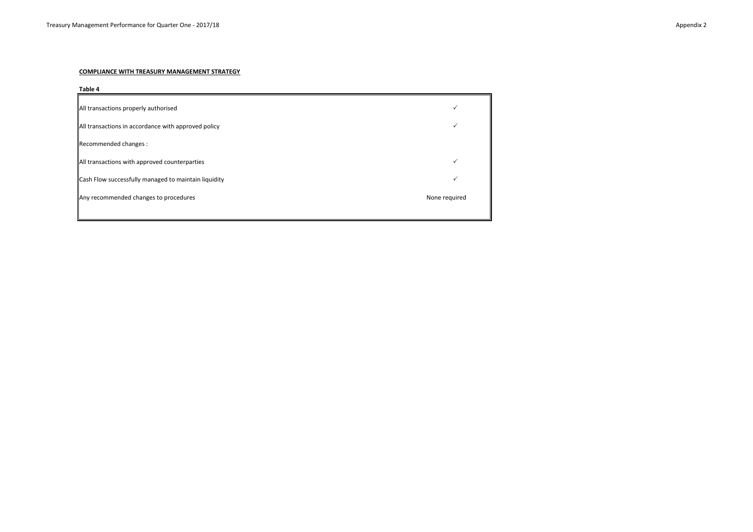**COMPLIANCE WITH TREASURY MANAGEMENT STRATEGY**

**Table 4**

| | |
|---|---|
| All transactions properly authorised | ✓ |
| All transactions in accordance with approved policy | ✓ |
| Recommended changes : | |
| All transactions with approved counterparties | ✓ |
| Cash Flow successfully managed to maintain liquidity | ✓ |
| Any recommended changes to procedures | None required |